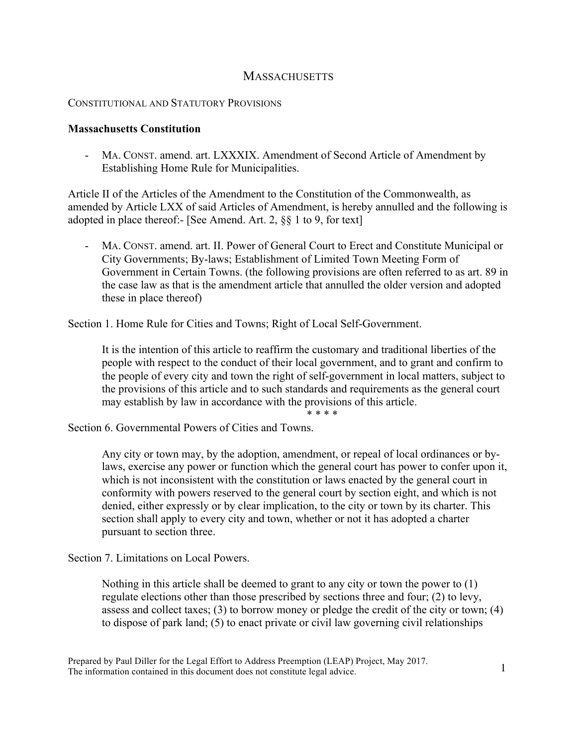# MASSACHUSETTS

CONSTITUTIONAL AND STATUTORY PROVISIONS

**Massachusetts Constitution**

- MA. CONST. amend. art. LXXXIX. Amendment of Second Article of Amendment by Establishing Home Rule for Municipalities.

Article II of the Articles of the Amendment to the Constitution of the Commonwealth, as amended by Article LXX of said Articles of Amendment, is hereby annulled and the following is adopted in place thereof:- [See Amend. Art. 2, §§ 1 to 9, for text]

- MA. CONST. amend. art. II. Power of General Court to Erect and Constitute Municipal or City Governments; By-laws; Establishment of Limited Town Meeting Form of Government in Certain Towns. (the following provisions are often referred to as art. 89 in the case law as that is the amendment article that annulled the older version and adopted these in place thereof)

Section 1. Home Rule for Cities and Towns; Right of Local Self-Government.

> It is the intention of this article to reaffirm the customary and traditional liberties of the people with respect to the conduct of their local government, and to grant and confirm to the people of every city and town the right of self-government in local matters, subject to the provisions of this article and to such standards and requirements as the general court may establish by law in accordance with the provisions of this article.

\* \* \* \*

Section 6. Governmental Powers of Cities and Towns.

> Any city or town may, by the adoption, amendment, or repeal of local ordinances or by-laws, exercise any power or function which the general court has power to confer upon it, which is not inconsistent with the constitution or laws enacted by the general court in conformity with powers reserved to the general court by section eight, and which is not denied, either expressly or by clear implication, to the city or town by its charter. This section shall apply to every city and town, whether or not it has adopted a charter pursuant to section three.

Section 7. Limitations on Local Powers.

> Nothing in this article shall be deemed to grant to any city or town the power to (1) regulate elections other than those prescribed by sections three and four; (2) to levy, assess and collect taxes; (3) to borrow money or pledge the credit of the city or town; (4) to dispose of park land; (5) to enact private or civil law governing civil relationships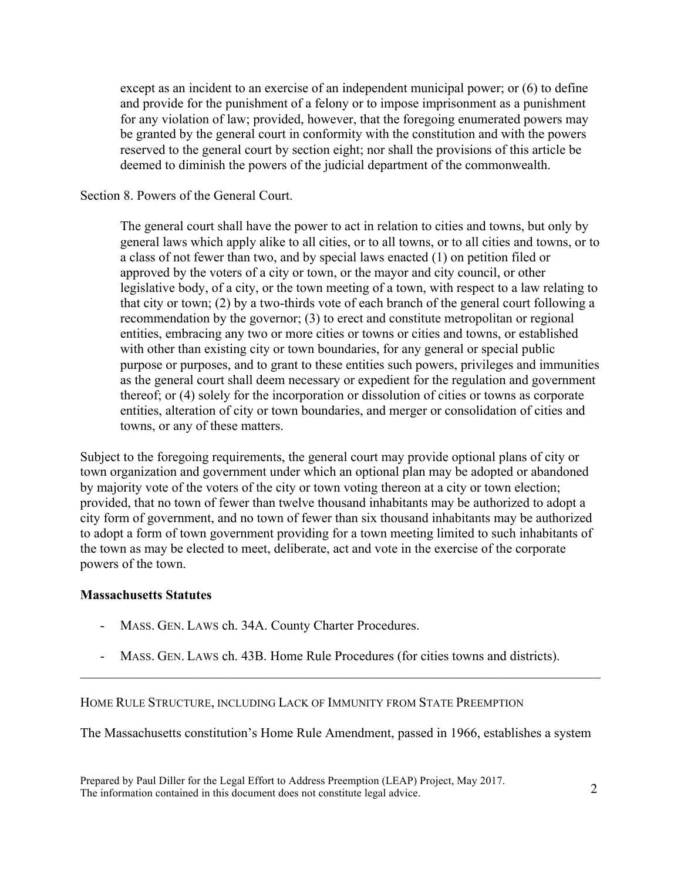> except as an incident to an exercise of an independent municipal power; or (6) to define and provide for the punishment of a felony or to impose imprisonment as a punishment for any violation of law; provided, however, that the foregoing enumerated powers may be granted by the general court in conformity with the constitution and with the powers reserved to the general court by section eight; nor shall the provisions of this article be deemed to diminish the powers of the judicial department of the commonwealth.

Section 8. Powers of the General Court.

> The general court shall have the power to act in relation to cities and towns, but only by general laws which apply alike to all cities, or to all towns, or to all cities and towns, or to a class of not fewer than two, and by special laws enacted (1) on petition filed or approved by the voters of a city or town, or the mayor and city council, or other legislative body, of a city, or the town meeting of a town, with respect to a law relating to that city or town; (2) by a two-thirds vote of each branch of the general court following a recommendation by the governor; (3) to erect and constitute metropolitan or regional entities, embracing any two or more cities or towns or cities and towns, or established with other than existing city or town boundaries, for any general or special public purpose or purposes, and to grant to these entities such powers, privileges and immunities as the general court shall deem necessary or expedient for the regulation and government thereof; or (4) solely for the incorporation or dissolution of cities or towns as corporate entities, alteration of city or town boundaries, and merger or consolidation of cities and towns, or any of these matters.

Subject to the foregoing requirements, the general court may provide optional plans of city or town organization and government under which an optional plan may be adopted or abandoned by majority vote of the voters of the city or town voting thereon at a city or town election; provided, that no town of fewer than twelve thousand inhabitants may be authorized to adopt a city form of government, and no town of fewer than six thousand inhabitants may be authorized to adopt a form of town government providing for a town meeting limited to such inhabitants of the town as may be elected to meet, deliberate, act and vote in the exercise of the corporate powers of the town.

**Massachusetts Statutes**

- MASS. GEN. LAWS ch. 34A. County Charter Procedures.
- MASS. GEN. LAWS ch. 43B. Home Rule Procedures (for cities towns and districts).

---

HOME RULE STRUCTURE, INCLUDING LACK OF IMMUNITY FROM STATE PREEMPTION

The Massachusetts constitution's Home Rule Amendment, passed in 1966, establishes a system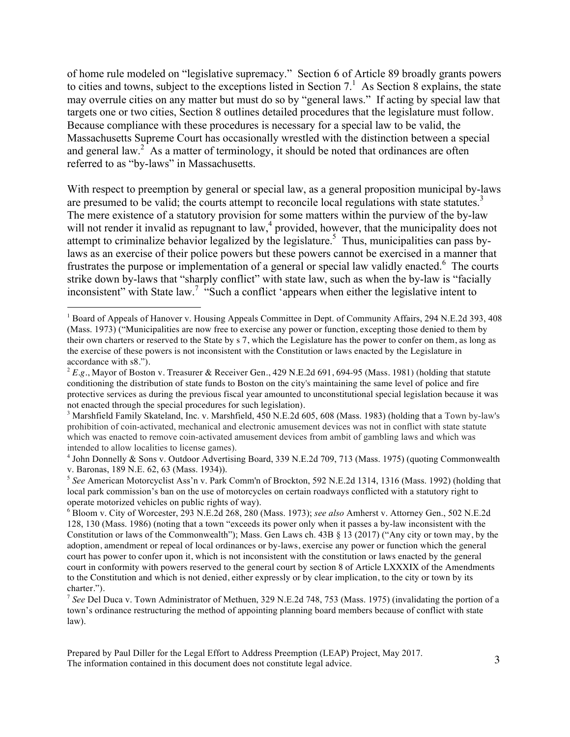of home rule modeled on "legislative supremacy." Section 6 of Article 89 broadly grants powers to cities and towns, subject to the exceptions listed in Section 7.[1] As Section 8 explains, the state may overrule cities on any matter but must do so by "general laws." If acting by special law that targets one or two cities, Section 8 outlines detailed procedures that the legislature must follow. Because compliance with these procedures is necessary for a special law to be valid, the Massachusetts Supreme Court has occasionally wrestled with the distinction between a special and general law.[2] As a matter of terminology, it should be noted that ordinances are often referred to as "by-laws" in Massachusetts.

With respect to preemption by general or special law, as a general proposition municipal by-laws are presumed to be valid; the courts attempt to reconcile local regulations with state statutes.[3] The mere existence of a statutory provision for some matters within the purview of the by-law will not render it invalid as repugnant to law,[4] provided, however, that the municipality does not attempt to criminalize behavior legalized by the legislature.[5] Thus, municipalities can pass by-laws as an exercise of their police powers but these powers cannot be exercised in a manner that frustrates the purpose or implementation of a general or special law validly enacted.[6] The courts strike down by-laws that "sharply conflict" with state law, such as when the by-law is "facially inconsistent" with State law.[7] "Such a conflict 'appears when either the legislative intent to

---

[1] Board of Appeals of Hanover v. Housing Appeals Committee in Dept. of Community Affairs, 294 N.E.2d 393, 408 (Mass. 1973) ("Municipalities are now free to exercise any power or function, excepting those denied to them by their own charters or reserved to the State by s 7, which the Legislature has the power to confer on them, as long as the exercise of these powers is not inconsistent with the Constitution or laws enacted by the Legislature in accordance with s8.").

[2] *E.g*., Mayor of Boston v. Treasurer & Receiver Gen., 429 N.E.2d 691, 694-95 (Mass. 1981) (holding that statute conditioning the distribution of state funds to Boston on the city's maintaining the same level of police and fire protective services as during the previous fiscal year amounted to unconstitutional special legislation because it was not enacted through the special procedures for such legislation).

[3] Marshfield Family Skateland, Inc. v. Marshfield, 450 N.E.2d 605, 608 (Mass. 1983) (holding that a Town by-law's prohibition of coin-activated, mechanical and electronic amusement devices was not in conflict with state statute which was enacted to remove coin-activated amusement devices from ambit of gambling laws and which was intended to allow localities to license games).

[4] John Donnelly & Sons v. Outdoor Advertising Board, 339 N.E.2d 709, 713 (Mass. 1975) (quoting Commonwealth v. Baronas, 189 N.E. 62, 63 (Mass. 1934)).

[5] *See* American Motorcyclist Ass'n v. Park Comm'n of Brockton, 592 N.E.2d 1314, 1316 (Mass. 1992) (holding that local park commission's ban on the use of motorcycles on certain roadways conflicted with a statutory right to operate motorized vehicles on public rights of way).

[6] Bloom v. City of Worcester, 293 N.E.2d 268, 280 (Mass. 1973); *see also* Amherst v. Attorney Gen., 502 N.E.2d 128, 130 (Mass. 1986) (noting that a town "exceeds its power only when it passes a by-law inconsistent with the Constitution or laws of the Commonwealth"); Mass. Gen Laws ch. 43B § 13 (2017) ("Any city or town may, by the adoption, amendment or repeal of local ordinances or by-laws, exercise any power or function which the general court has power to confer upon it, which is not inconsistent with the constitution or laws enacted by the general court in conformity with powers reserved to the general court by section 8 of Article LXXXIX of the Amendments to the Constitution and which is not denied, either expressly or by clear implication, to the city or town by its charter.").

[7] *See* Del Duca v. Town Administrator of Methuen, 329 N.E.2d 748, 753 (Mass. 1975) (invalidating the portion of a town's ordinance restructuring the method of appointing planning board members because of conflict with state law).

Prepared by Paul Diller for the Legal Effort to Address Preemption (LEAP) Project, May 2017.
The information contained in this document does not constitute legal advice.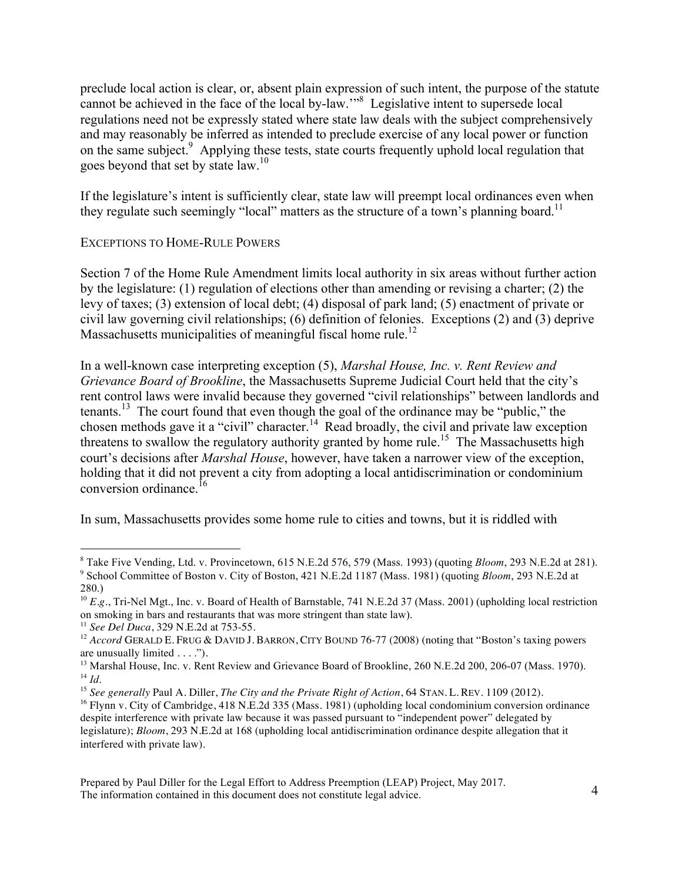preclude local action is clear, or, absent plain expression of such intent, the purpose of the statute cannot be achieved in the face of the local by-law.'"[8] Legislative intent to supersede local regulations need not be expressly stated where state law deals with the subject comprehensively and may reasonably be inferred as intended to preclude exercise of any local power or function on the same subject.[9] Applying these tests, state courts frequently uphold local regulation that goes beyond that set by state law.[10]

If the legislature's intent is sufficiently clear, state law will preempt local ordinances even when they regulate such seemingly "local" matters as the structure of a town's planning board.[11]

## EXCEPTIONS TO HOME-RULE POWERS

Section 7 of the Home Rule Amendment limits local authority in six areas without further action by the legislature: (1) regulation of elections other than amending or revising a charter; (2) the levy of taxes; (3) extension of local debt; (4) disposal of park land; (5) enactment of private or civil law governing civil relationships; (6) definition of felonies. Exceptions (2) and (3) deprive Massachusetts municipalities of meaningful fiscal home rule.[12]

In a well-known case interpreting exception (5), *Marshal House, Inc. v. Rent Review and Grievance Board of Brookline*, the Massachusetts Supreme Judicial Court held that the city's rent control laws were invalid because they governed "civil relationships" between landlords and tenants.[13] The court found that even though the goal of the ordinance may be "public," the chosen methods gave it a "civil" character.[14] Read broadly, the civil and private law exception threatens to swallow the regulatory authority granted by home rule.[15] The Massachusetts high court's decisions after *Marshal House*, however, have taken a narrower view of the exception, holding that it did not prevent a city from adopting a local antidiscrimination or condominium conversion ordinance.[16]

In sum, Massachusetts provides some home rule to cities and towns, but it is riddled with

---

[8] Take Five Vending, Ltd. v. Provincetown, 615 N.E.2d 576, 579 (Mass. 1993) (quoting *Bloom*, 293 N.E.2d at 281).

[9] School Committee of Boston v. City of Boston, 421 N.E.2d 1187 (Mass. 1981) (quoting *Bloom*, 293 N.E.2d at 280.)

[10] *E.g.*, Tri-Nel Mgt., Inc. v. Board of Health of Barnstable, 741 N.E.2d 37 (Mass. 2001) (upholding local restriction on smoking in bars and restaurants that was more stringent than state law).

[11] *See Del Duca*, 329 N.E.2d at 753-55.

[12] *Accord* GERALD E. FRUG & DAVID J. BARRON, CITY BOUND 76-77 (2008) (noting that "Boston's taxing powers are unusually limited . . . .").

[13] Marshal House, Inc. v. Rent Review and Grievance Board of Brookline, 260 N.E.2d 200, 206-07 (Mass. 1970).

[14] *Id*.

[15] *See generally* Paul A. Diller, *The City and the Private Right of Action*, 64 STAN. L. REV. 1109 (2012).

[16] Flynn v. City of Cambridge, 418 N.E.2d 335 (Mass. 1981) (upholding local condominium conversion ordinance despite interference with private law because it was passed pursuant to "independent power" delegated by legislature); *Bloom*, 293 N.E.2d at 168 (upholding local antidiscrimination ordinance despite allegation that it interfered with private law).

Prepared by Paul Diller for the Legal Effort to Address Preemption (LEAP) Project, May 2017. The information contained in this document does not constitute legal advice.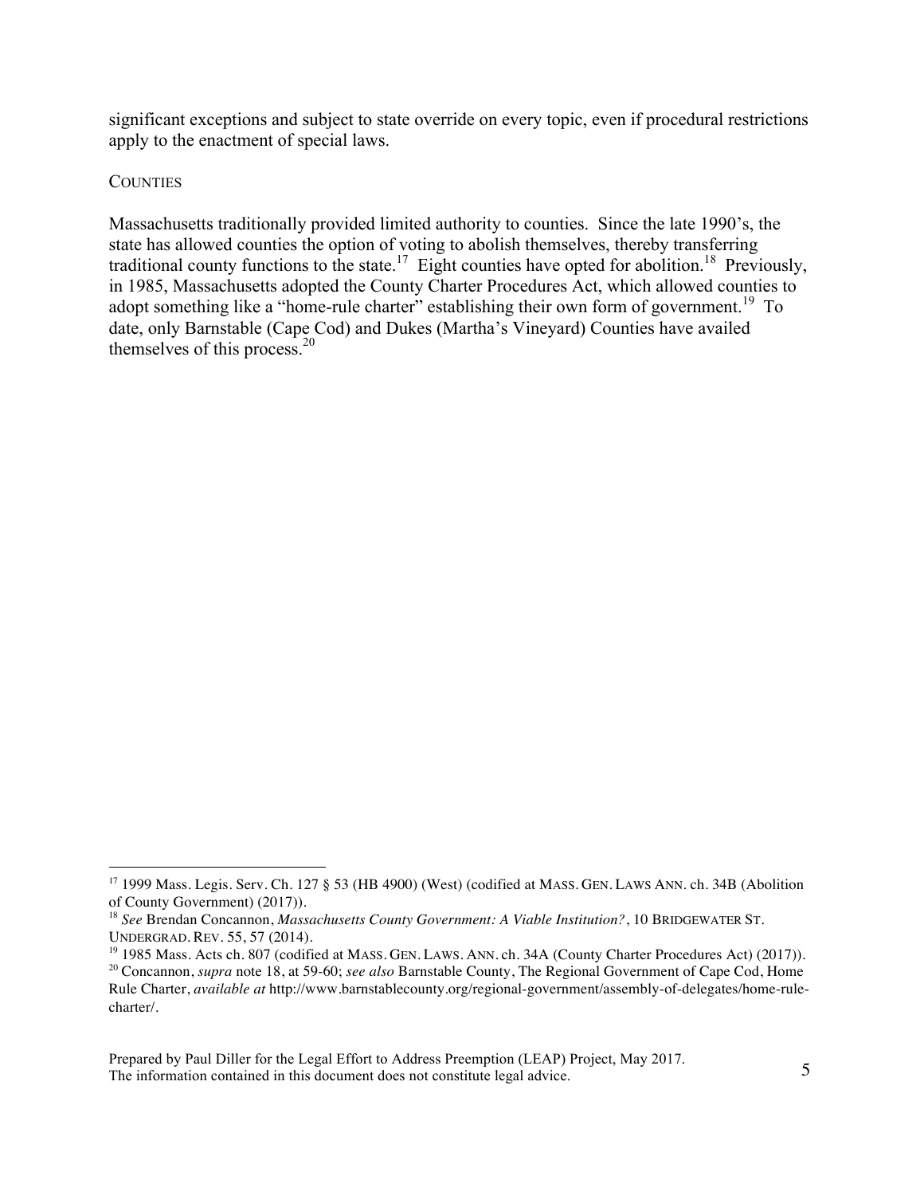significant exceptions and subject to state override on every topic, even if procedural restrictions apply to the enactment of special laws.

## COUNTIES

Massachusetts traditionally provided limited authority to counties. Since the late 1990's, the state has allowed counties the option of voting to abolish themselves, thereby transferring traditional county functions to the state.[17] Eight counties have opted for abolition.[18] Previously, in 1985, Massachusetts adopted the County Charter Procedures Act, which allowed counties to adopt something like a "home-rule charter" establishing their own form of government.[19] To date, only Barnstable (Cape Cod) and Dukes (Martha's Vineyard) Counties have availed themselves of this process.[20]

---

[17] 1999 Mass. Legis. Serv. Ch. 127 § 53 (HB 4900) (West) (codified at MASS. GEN. LAWS ANN. ch. 34B (Abolition of County Government) (2017)).

[18] *See* Brendan Concannon, *Massachusetts County Government: A Viable Institution?*, 10 BRIDGEWATER ST. UNDERGRAD. REV. 55, 57 (2014).

[19] 1985 Mass. Acts ch. 807 (codified at MASS. GEN. LAWS. ANN. ch. 34A (County Charter Procedures Act) (2017)).

[20] Concannon, *supra* note 18, at 59-60; *see also* Barnstable County, The Regional Government of Cape Cod, Home Rule Charter, *available at* http://www.barnstablecounty.org/regional-government/assembly-of-delegates/home-rule-charter/.

Prepared by Paul Diller for the Legal Effort to Address Preemption (LEAP) Project, May 2017.
The information contained in this document does not constitute legal advice.